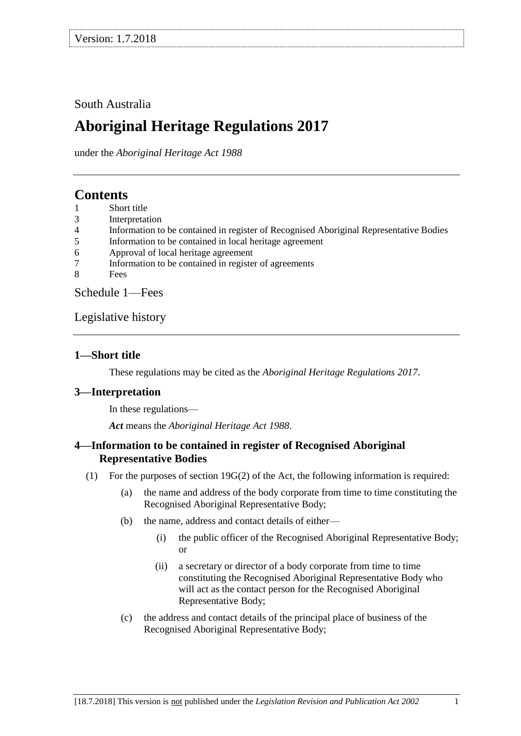Version: 1.7.2018

South Australia

# Aboriginal Heritage Regulations 2017

under the *Aboriginal Heritage Act 1988*

## Contents

1 Short title
3 Interpretation
4 Information to be contained in register of Recognised Aboriginal Representative Bodies
5 Information to be contained in local heritage agreement
6 Approval of local heritage agreement
7 Information to be contained in register of agreements
8 Fees

Schedule 1—Fees

Legislative history

### 1—Short title

These regulations may be cited as the *Aboriginal Heritage Regulations 2017*.

### 3—Interpretation

In these regulations—

***Act*** means the *Aboriginal Heritage Act 1988*.

### 4—Information to be contained in register of Recognised Aboriginal Representative Bodies

(1) For the purposes of section 19G(2) of the Act, the following information is required:

(a) the name and address of the body corporate from time to time constituting the Recognised Aboriginal Representative Body;

(b) the name, address and contact details of either—

(i) the public officer of the Recognised Aboriginal Representative Body; or

(ii) a secretary or director of a body corporate from time to time constituting the Recognised Aboriginal Representative Body who will act as the contact person for the Recognised Aboriginal Representative Body;

(c) the address and contact details of the principal place of business of the Recognised Aboriginal Representative Body;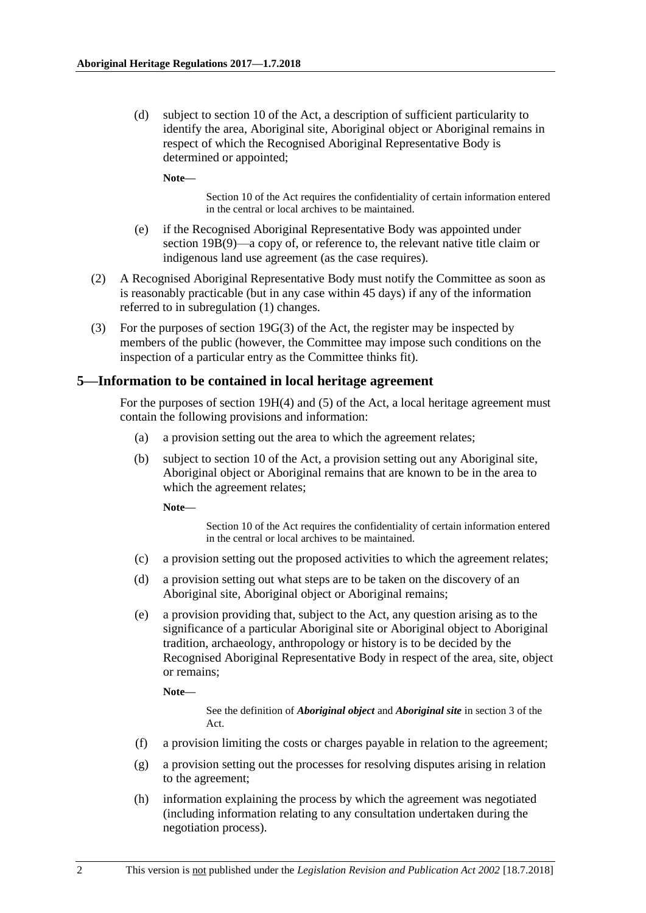(d) subject to section 10 of the Act, a description of sufficient particularity to identify the area, Aboriginal site, Aboriginal object or Aboriginal remains in respect of which the Recognised Aboriginal Representative Body is determined or appointed;

**Note—**

Section 10 of the Act requires the confidentiality of certain information entered in the central or local archives to be maintained.

(e) if the Recognised Aboriginal Representative Body was appointed under section 19B(9)—a copy of, or reference to, the relevant native title claim or indigenous land use agreement (as the case requires).

(2) A Recognised Aboriginal Representative Body must notify the Committee as soon as is reasonably practicable (but in any case within 45 days) if any of the information referred to in subregulation (1) changes.

(3) For the purposes of section 19G(3) of the Act, the register may be inspected by members of the public (however, the Committee may impose such conditions on the inspection of a particular entry as the Committee thinks fit).

## 5—Information to be contained in local heritage agreement

For the purposes of section 19H(4) and (5) of the Act, a local heritage agreement must contain the following provisions and information:

(a) a provision setting out the area to which the agreement relates;

(b) subject to section 10 of the Act, a provision setting out any Aboriginal site, Aboriginal object or Aboriginal remains that are known to be in the area to which the agreement relates;

**Note—**

Section 10 of the Act requires the confidentiality of certain information entered in the central or local archives to be maintained.

(c) a provision setting out the proposed activities to which the agreement relates;

(d) a provision setting out what steps are to be taken on the discovery of an Aboriginal site, Aboriginal object or Aboriginal remains;

(e) a provision providing that, subject to the Act, any question arising as to the significance of a particular Aboriginal site or Aboriginal object to Aboriginal tradition, archaeology, anthropology or history is to be decided by the Recognised Aboriginal Representative Body in respect of the area, site, object or remains;

**Note—**

See the definition of ***Aboriginal object*** and ***Aboriginal site*** in section 3 of the Act.

(f) a provision limiting the costs or charges payable in relation to the agreement;

(g) a provision setting out the processes for resolving disputes arising in relation to the agreement;

(h) information explaining the process by which the agreement was negotiated (including information relating to any consultation undertaken during the negotiation process).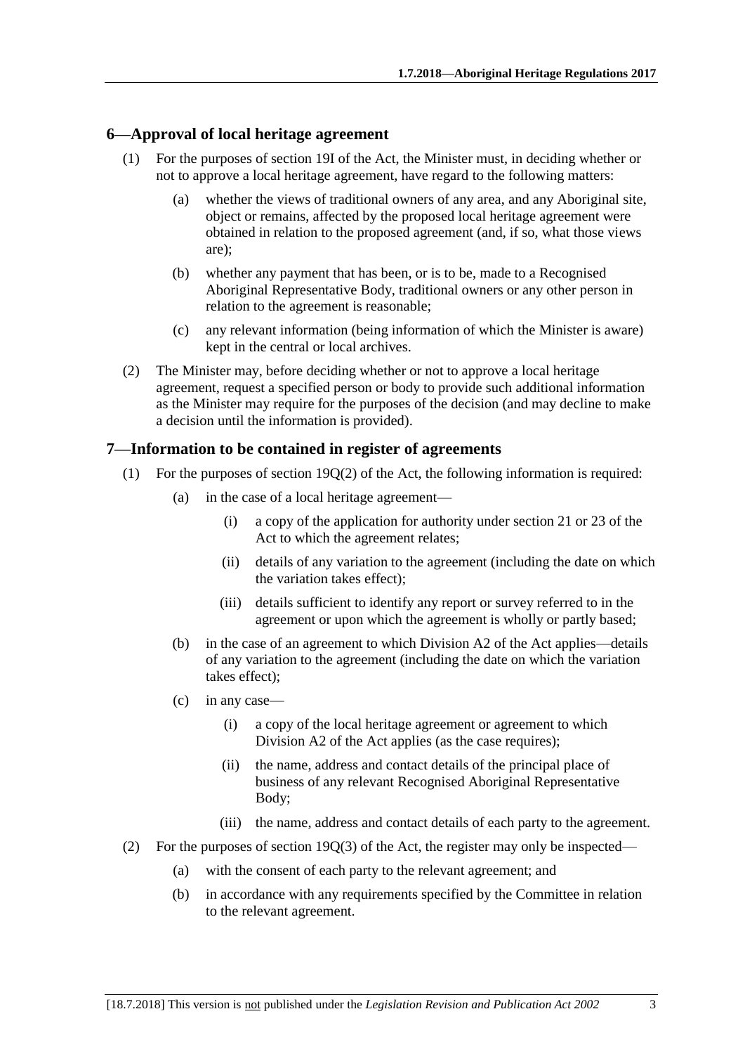## 6—Approval of local heritage agreement

(1) For the purposes of section 19I of the Act, the Minister must, in deciding whether or not to approve a local heritage agreement, have regard to the following matters:

   (a) whether the views of traditional owners of any area, and any Aboriginal site, object or remains, affected by the proposed local heritage agreement were obtained in relation to the proposed agreement (and, if so, what those views are);

   (b) whether any payment that has been, or is to be, made to a Recognised Aboriginal Representative Body, traditional owners or any other person in relation to the agreement is reasonable;

   (c) any relevant information (being information of which the Minister is aware) kept in the central or local archives.

(2) The Minister may, before deciding whether or not to approve a local heritage agreement, request a specified person or body to provide such additional information as the Minister may require for the purposes of the decision (and may decline to make a decision until the information is provided).

## 7—Information to be contained in register of agreements

(1) For the purposes of section 19Q(2) of the Act, the following information is required:

   (a) in the case of a local heritage agreement—

      (i) a copy of the application for authority under section 21 or 23 of the Act to which the agreement relates;

      (ii) details of any variation to the agreement (including the date on which the variation takes effect);

      (iii) details sufficient to identify any report or survey referred to in the agreement or upon which the agreement is wholly or partly based;

   (b) in the case of an agreement to which Division A2 of the Act applies—details of any variation to the agreement (including the date on which the variation takes effect);

   (c) in any case—

      (i) a copy of the local heritage agreement or agreement to which Division A2 of the Act applies (as the case requires);

      (ii) the name, address and contact details of the principal place of business of any relevant Recognised Aboriginal Representative Body;

      (iii) the name, address and contact details of each party to the agreement.

(2) For the purposes of section 19Q(3) of the Act, the register may only be inspected—

   (a) with the consent of each party to the relevant agreement; and

   (b) in accordance with any requirements specified by the Committee in relation to the relevant agreement.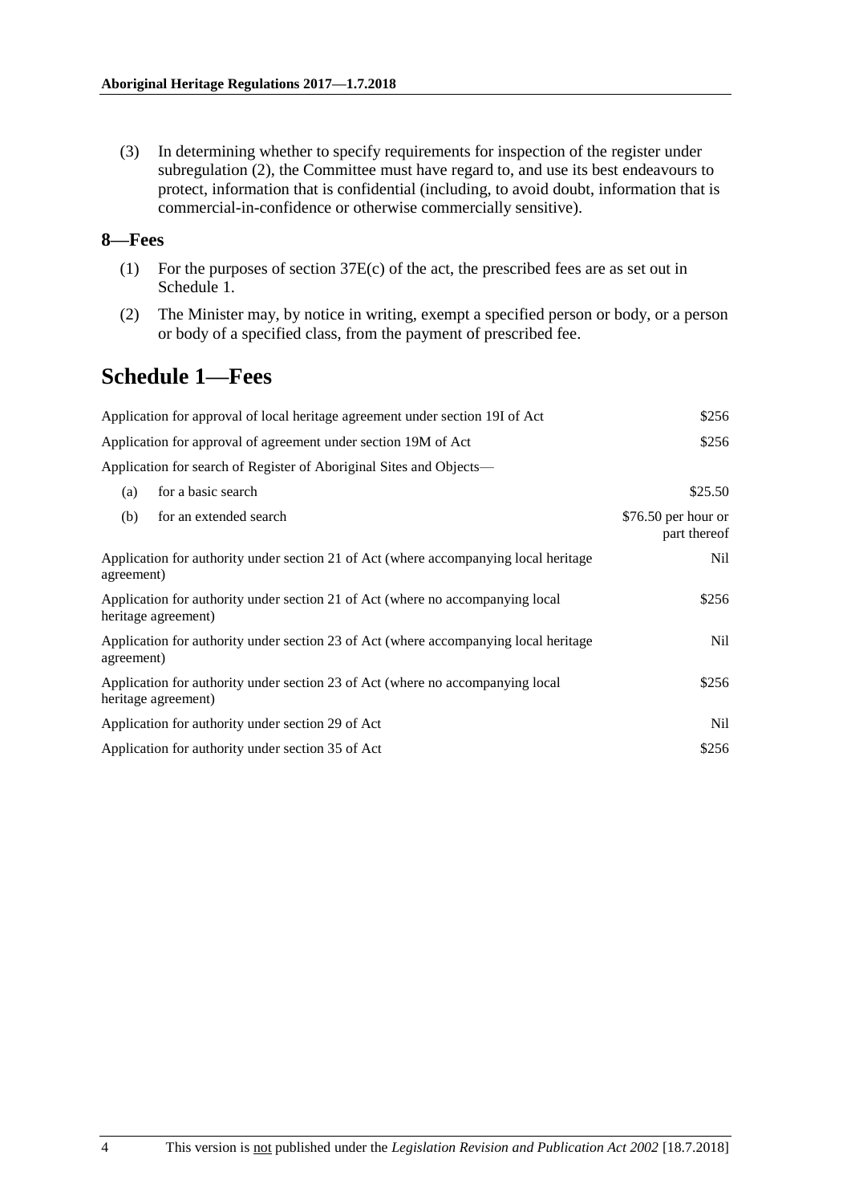(3) In determining whether to specify requirements for inspection of the register under subregulation (2), the Committee must have regard to, and use its best endeavours to protect, information that is confidential (including, to avoid doubt, information that is commercial-in-confidence or otherwise commercially sensitive).

### 8—Fees

(1) For the purposes of section 37E(c) of the act, the prescribed fees are as set out in Schedule 1.

(2) The Minister may, by notice in writing, exempt a specified person or body, or a person or body of a specified class, from the payment of prescribed fee.

## Schedule 1—Fees

| | |
|---|---|
| Application for approval of local heritage agreement under section 19I of Act | $256 |
| Application for approval of agreement under section 19M of Act | $256 |
| Application for search of Register of Aboriginal Sites and Objects— | |
| (a) for a basic search | $25.50 |
| (b) for an extended search | $76.50 per hour or part thereof |
| Application for authority under section 21 of Act (where accompanying local heritage agreement) | Nil |
| Application for authority under section 21 of Act (where no accompanying local heritage agreement) | $256 |
| Application for authority under section 23 of Act (where accompanying local heritage agreement) | Nil |
| Application for authority under section 23 of Act (where no accompanying local heritage agreement) | $256 |
| Application for authority under section 29 of Act | Nil |
| Application for authority under section 35 of Act | $256 |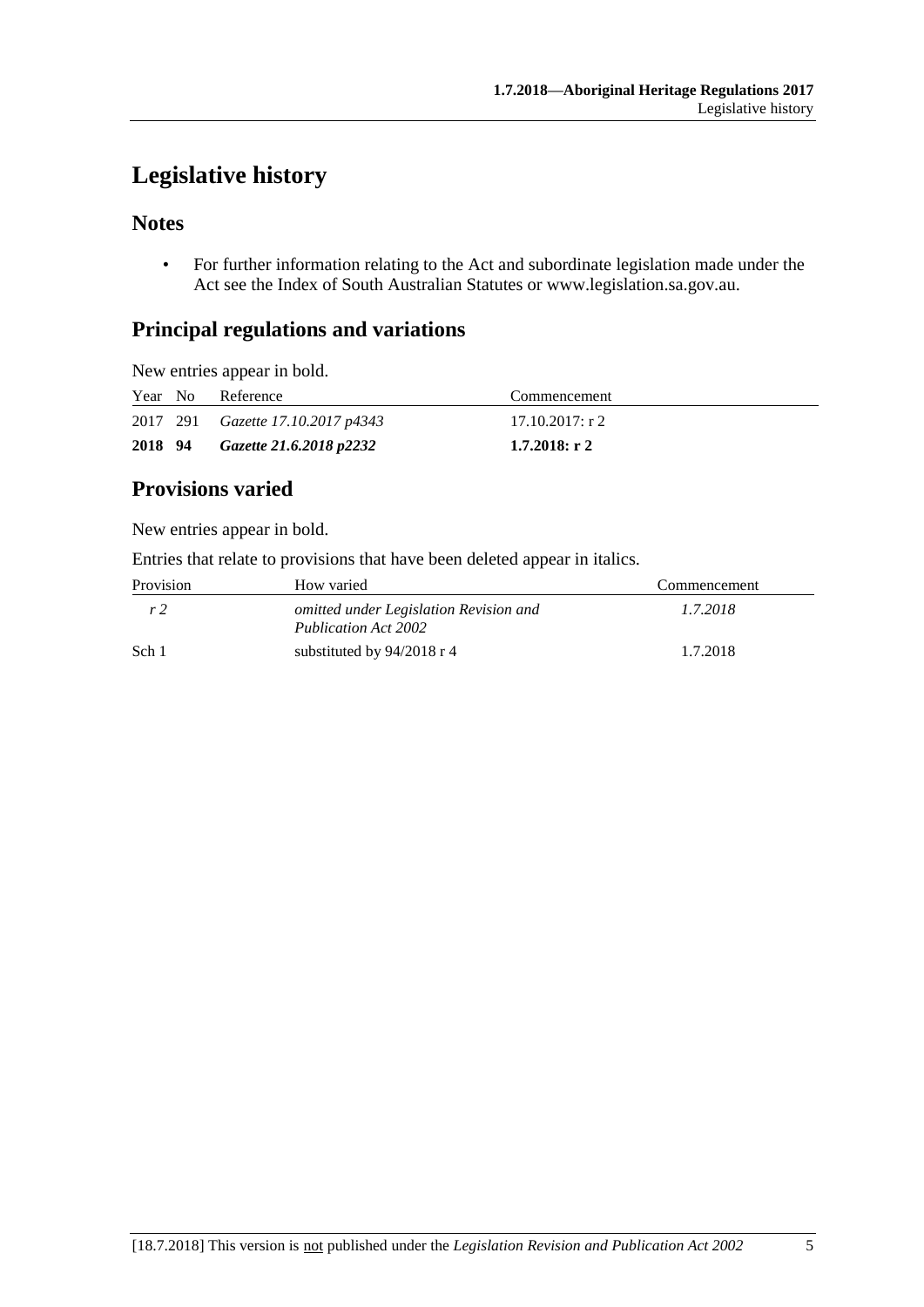# Legislative history

## Notes

- For further information relating to the Act and subordinate legislation made under the Act see the Index of South Australian Statutes or www.legislation.sa.gov.au.

## Principal regulations and variations

New entries appear in bold.

| Year | No | Reference | Commencement |
|---|---|---|---|
| 2017 | 291 | *Gazette 17.10.2017 p4343* | 17.10.2017: r 2 |
| **2018** | **94** | ***Gazette 21.6.2018 p2232*** | **1.7.2018: r 2** |

## Provisions varied

New entries appear in bold.

Entries that relate to provisions that have been deleted appear in italics.

| Provision | How varied | Commencement |
|---|---|---|
| *r 2* | *omitted under Legislation Revision and Publication Act 2002* | *1.7.2018* |
| Sch 1 | substituted by 94/2018 r 4 | 1.7.2018 |